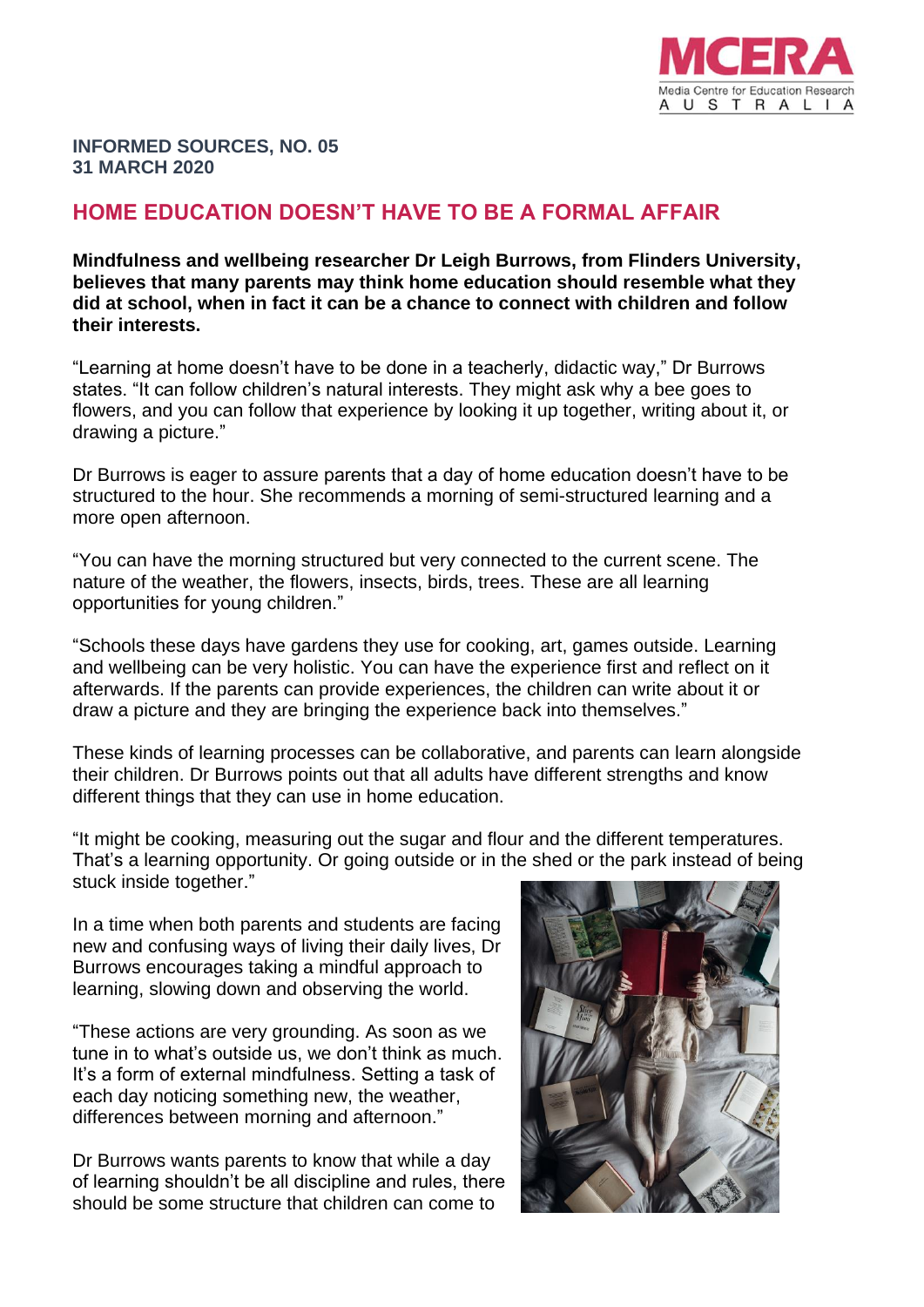**INFORMED SOURCES, NO. 05**
**31 MARCH 2020**

# HOME EDUCATION DOESN'T HAVE TO BE A FORMAL AFFAIR

**Mindfulness and wellbeing researcher Dr Leigh Burrows, from Flinders University, believes that many parents may think home education should resemble what they did at school, when in fact it can be a chance to connect with children and follow their interests.**

"Learning at home doesn't have to be done in a teacherly, didactic way," Dr Burrows states. "It can follow children's natural interests. They might ask why a bee goes to flowers, and you can follow that experience by looking it up together, writing about it, or drawing a picture."

Dr Burrows is eager to assure parents that a day of home education doesn't have to be structured to the hour. She recommends a morning of semi-structured learning and a more open afternoon.

"You can have the morning structured but very connected to the current scene. The nature of the weather, the flowers, insects, birds, trees. These are all learning opportunities for young children."

"Schools these days have gardens they use for cooking, art, games outside. Learning and wellbeing can be very holistic. You can have the experience first and reflect on it afterwards. If the parents can provide experiences, the children can write about it or draw a picture and they are bringing the experience back into themselves."

These kinds of learning processes can be collaborative, and parents can learn alongside their children. Dr Burrows points out that all adults have different strengths and know different things that they can use in home education.

"It might be cooking, measuring out the sugar and flour and the different temperatures. That's a learning opportunity. Or going outside or in the shed or the park instead of being stuck inside together."

In a time when both parents and students are facing new and confusing ways of living their daily lives, Dr Burrows encourages taking a mindful approach to learning, slowing down and observing the world.

"These actions are very grounding. As soon as we tune in to what's outside us, we don't think as much. It's a form of external mindfulness. Setting a task of each day noticing something new, the weather, differences between morning and afternoon."

Dr Burrows wants parents to know that while a day of learning shouldn't be all discipline and rules, there should be some structure that children can come to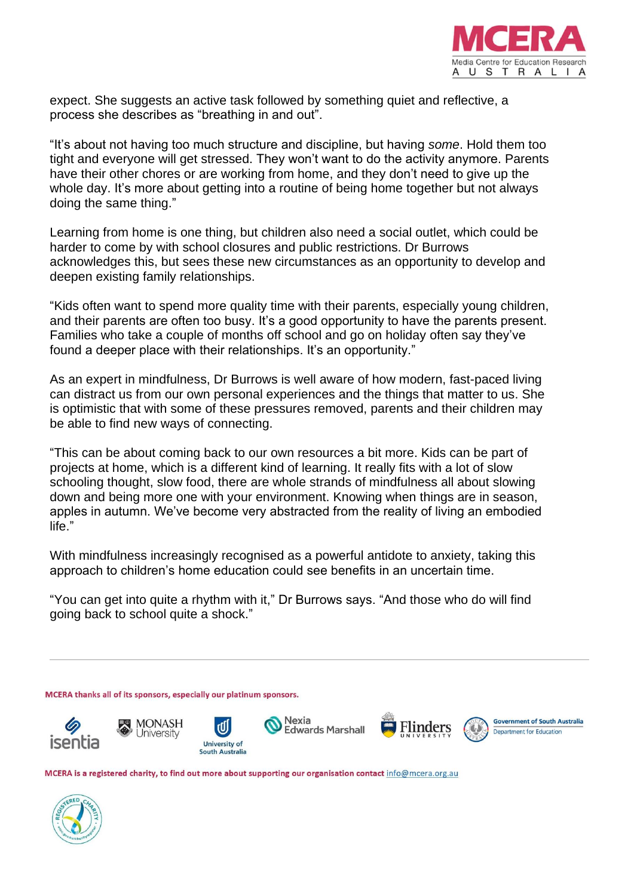expect. She suggests an active task followed by something quiet and reflective, a process she describes as "breathing in and out".

"It's about not having too much structure and discipline, but having *some*. Hold them too tight and everyone will get stressed. They won't want to do the activity anymore. Parents have their other chores or are working from home, and they don't need to give up the whole day. It's more about getting into a routine of being home together but not always doing the same thing."

Learning from home is one thing, but children also need a social outlet, which could be harder to come by with school closures and public restrictions. Dr Burrows acknowledges this, but sees these new circumstances as an opportunity to develop and deepen existing family relationships.

"Kids often want to spend more quality time with their parents, especially young children, and their parents are often too busy. It's a good opportunity to have the parents present. Families who take a couple of months off school and go on holiday often say they've found a deeper place with their relationships. It's an opportunity."

As an expert in mindfulness, Dr Burrows is well aware of how modern, fast-paced living can distract us from our own personal experiences and the things that matter to us. She is optimistic that with some of these pressures removed, parents and their children may be able to find new ways of connecting.

"This can be about coming back to our own resources a bit more. Kids can be part of projects at home, which is a different kind of learning. It really fits with a lot of slow schooling thought, slow food, there are whole strands of mindfulness all about slowing down and being more one with your environment. Knowing when things are in season, apples in autumn. We've become very abstracted from the reality of living an embodied life."

With mindfulness increasingly recognised as a powerful antidote to anxiety, taking this approach to children's home education could see benefits in an uncertain time.

"You can get into quite a rhythm with it," Dr Burrows says. "And those who do will find going back to school quite a shock."

---

**MCERA thanks all of its sponsors, especially our platinum sponsors.**

isentia | Monash University | University of South Australia | Nexia Edwards Marshall | Flinders University | Government of South Australia Department for Education

**MCERA is a registered charity, to find out more about supporting our organisation contact** info@mcera.org.au